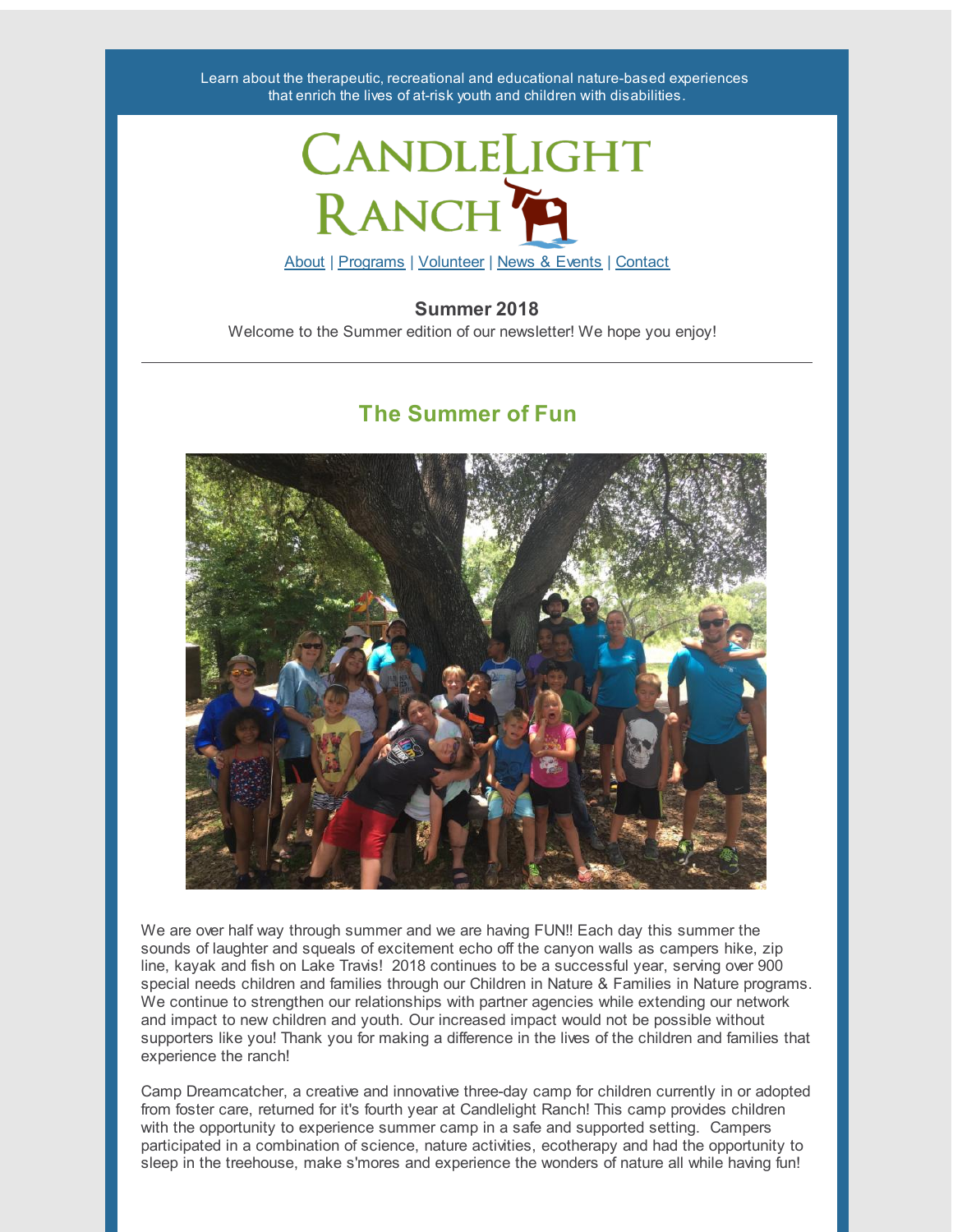Learn about the therapeutic, recreational and educational nature-based experiences that enrich the lives of at-risk youth and children with disabilities.

CandleLight Ranch

About | Programs | Volunteer | News & Events | Contact

**Summer 2018**

Welcome to the Summer edition of our newsletter! We hope you enjoy!

---

## The Summer of Fun

We are over half way through summer and we are having FUN!! Each day this summer the sounds of laughter and squeals of excitement echo off the canyon walls as campers hike, zip line, kayak and fish on Lake Travis! 2018 continues to be a successful year, serving over 900 special needs children and families through our Children in Nature & Families in Nature programs. We continue to strengthen our relationships with partner agencies while extending our network and impact to new children and youth. Our increased impact would not be possible without supporters like you! Thank you for making a difference in the lives of the children and families that experience the ranch!

Camp Dreamcatcher, a creative and innovative three-day camp for children currently in or adopted from foster care, returned for it's fourth year at Candlelight Ranch! This camp provides children with the opportunity to experience summer camp in a safe and supported setting. Campers participated in a combination of science, nature activities, ecotherapy and had the opportunity to sleep in the treehouse, make s'mores and experience the wonders of nature all while having fun!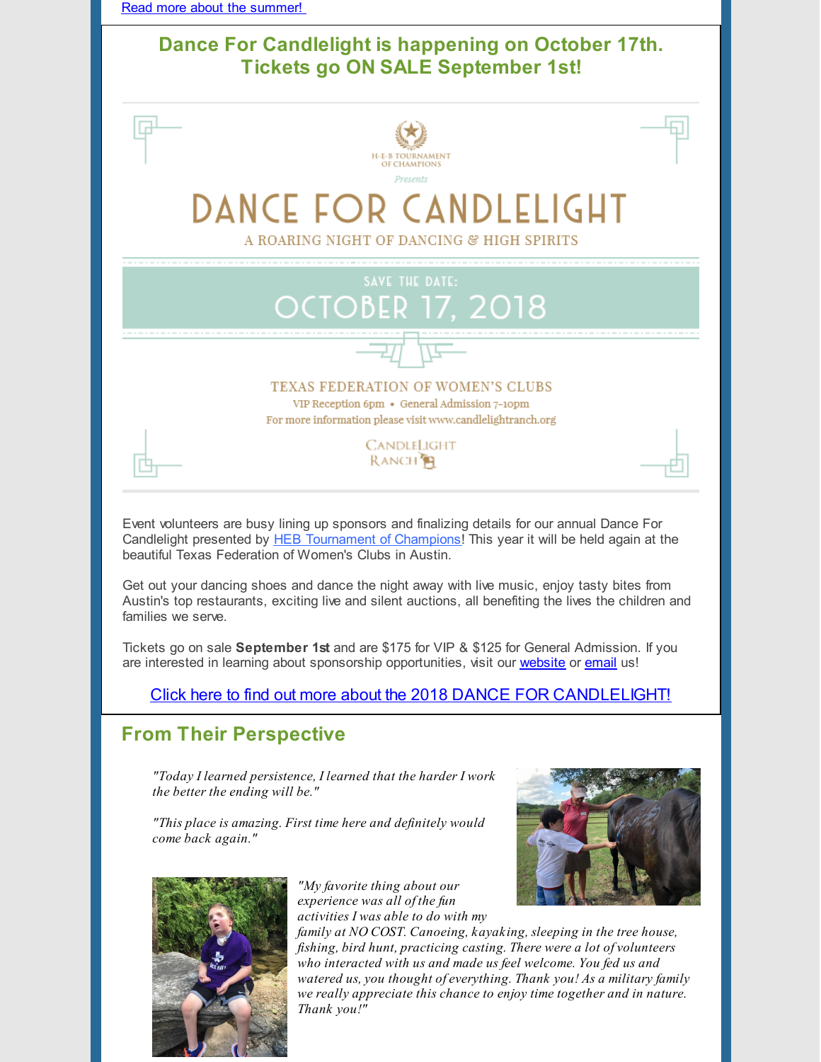Read more about the summer!

## Dance For Candlelight is happening on October 17th. Tickets go ON SALE September 1st!

H-E-B TOURNAMENT OF CHAMPIONS

*Presents*

# DANCE FOR CANDLELIGHT

A ROARING NIGHT OF DANCING & HIGH SPIRITS

SAVE THE DATE:

OCTOBER 17, 2018

TEXAS FEDERATION OF WOMEN'S CLUBS

VIP Reception 6pm • General Admission 7-10pm

For more information please visit www.candlelightranch.org

CANDLELIGHT RANCH

Event volunteers are busy lining up sponsors and finalizing details for our annual Dance For Candlelight presented by HEB Tournament of Champions! This year it will be held again at the beautiful Texas Federation of Women's Clubs in Austin.

Get out your dancing shoes and dance the night away with live music, enjoy tasty bites from Austin's top restaurants, exciting live and silent auctions, all benefiting the lives the children and families we serve.

Tickets go on sale **September 1st** and are $175 for VIP & $125 for General Admission. If you are interested in learning about sponsorship opportunities, visit our website or email us!

Click here to find out more about the 2018 DANCE FOR CANDLELIGHT!

## From Their Perspective

*"Today I learned persistence, I learned that the harder I work the better the ending will be."*

*"This place is amazing. First time here and definitely would come back again."*

*"My favorite thing about our experience was all of the fun activities I was able to do with my family at NO COST. Canoeing, kayaking, sleeping in the tree house, fishing, bird hunt, practicing casting. There were a lot of volunteers who interacted with us and made us feel welcome. You fed us and watered us, you thought of everything. Thank you! As a military family we really appreciate this chance to enjoy time together and in nature. Thank you!"*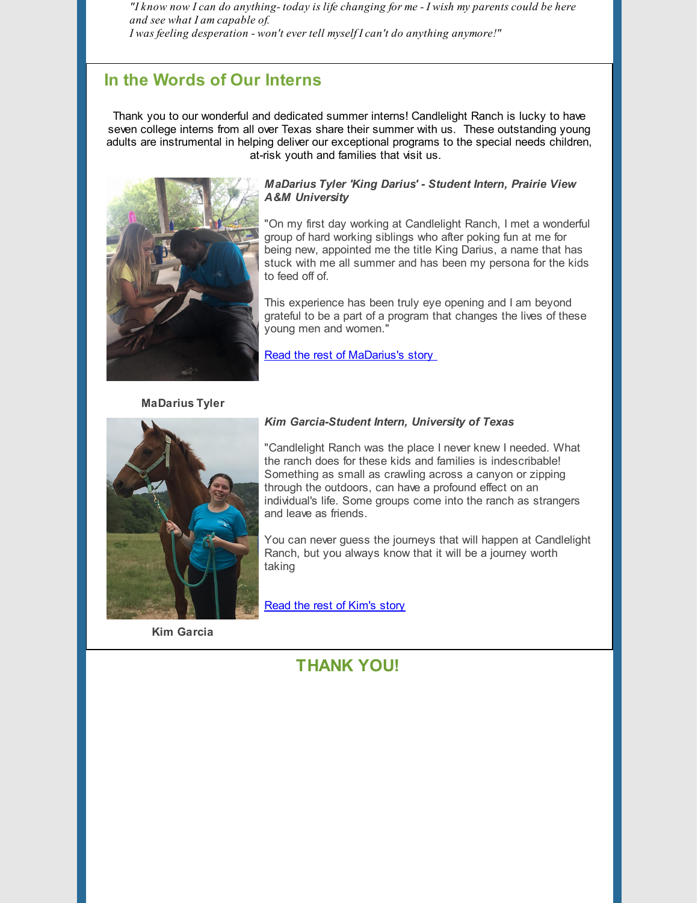*"I know now I can do anything- today is life changing for me - I wish my parents could be here and see what I am capable of.*
*I was feeling desperation - won't ever tell myself I can't do anything anymore!"*

## In the Words of Our Interns

Thank you to our wonderful and dedicated summer interns! Candlelight Ranch is lucky to have seven college interns from all over Texas share their summer with us. These outstanding young adults are instrumental in helping deliver our exceptional programs to the special needs children, at-risk youth and families that visit us.

***MaDarius Tyler 'King Darius' - Student Intern, Prairie View A&M University***

"On my first day working at Candlelight Ranch, I met a wonderful group of hard working siblings who after poking fun at me for being new, appointed me the title King Darius, a name that has stuck with me all summer and has been my persona for the kids to feed off of.

This experience has been truly eye opening and I am beyond grateful to be a part of a program that changes the lives of these young men and women."

Read the rest of MaDarius's story

**MaDarius Tyler**

***Kim Garcia-Student Intern, University of Texas***

"Candlelight Ranch was the place I never knew I needed. What the ranch does for these kids and families is indescribable! Something as small as crawling across a canyon or zipping through the outdoors, can have a profound effect on an individual's life. Some groups come into the ranch as strangers and leave as friends.

You can never guess the journeys that will happen at Candlelight Ranch, but you always know that it will be a journey worth taking

Read the rest of Kim's story

**Kim Garcia**

## THANK YOU!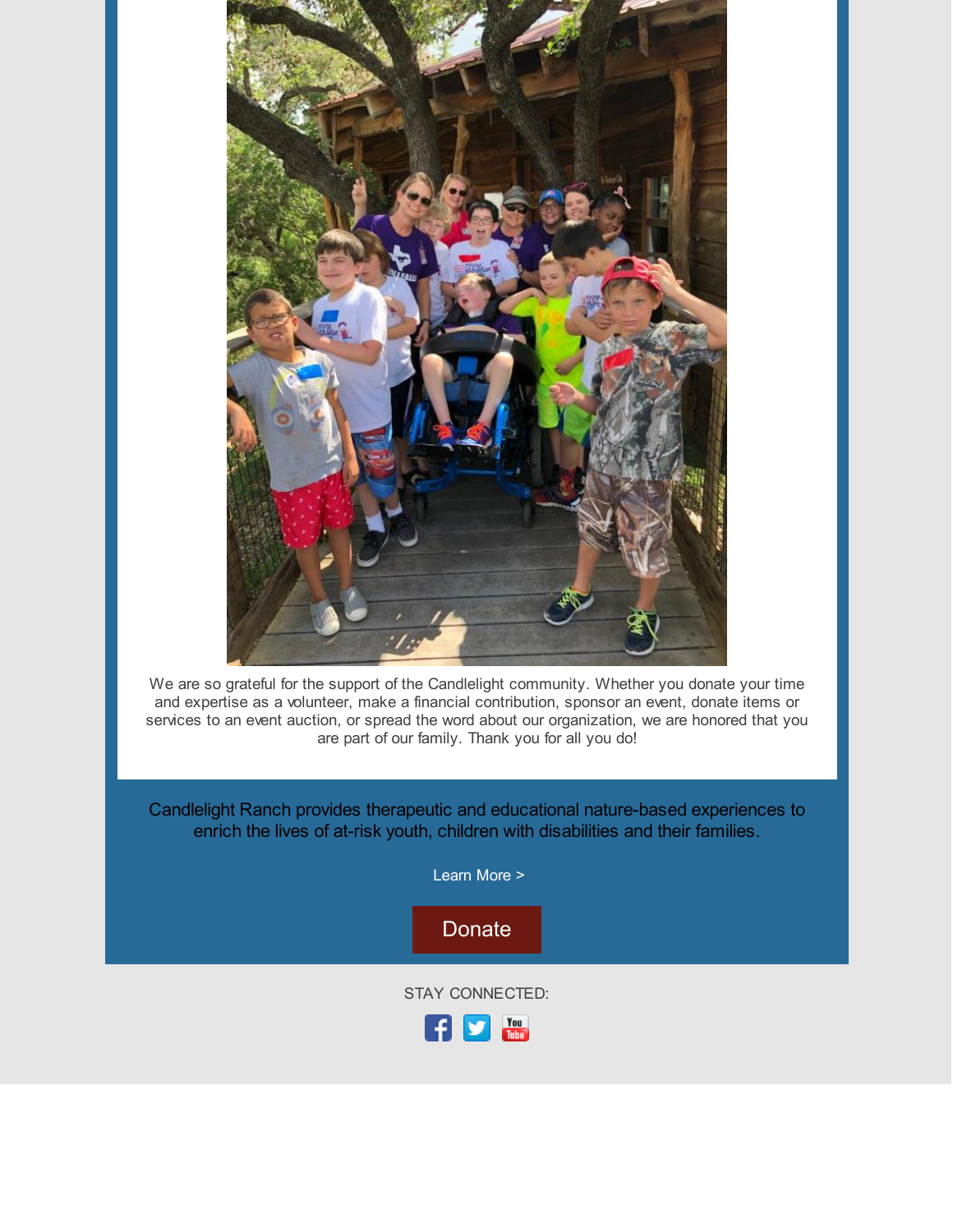We are so grateful for the support of the Candlelight community. Whether you donate your time and expertise as a volunteer, make a financial contribution, sponsor an event, donate items or services to an event auction, or spread the word about our organization, we are honored that you are part of our family. Thank you for all you do!

Candlelight Ranch provides therapeutic and educational nature-based experiences to enrich the lives of at-risk youth, children with disabilities and their families.

Learn More >

Donate

STAY CONNECTED: